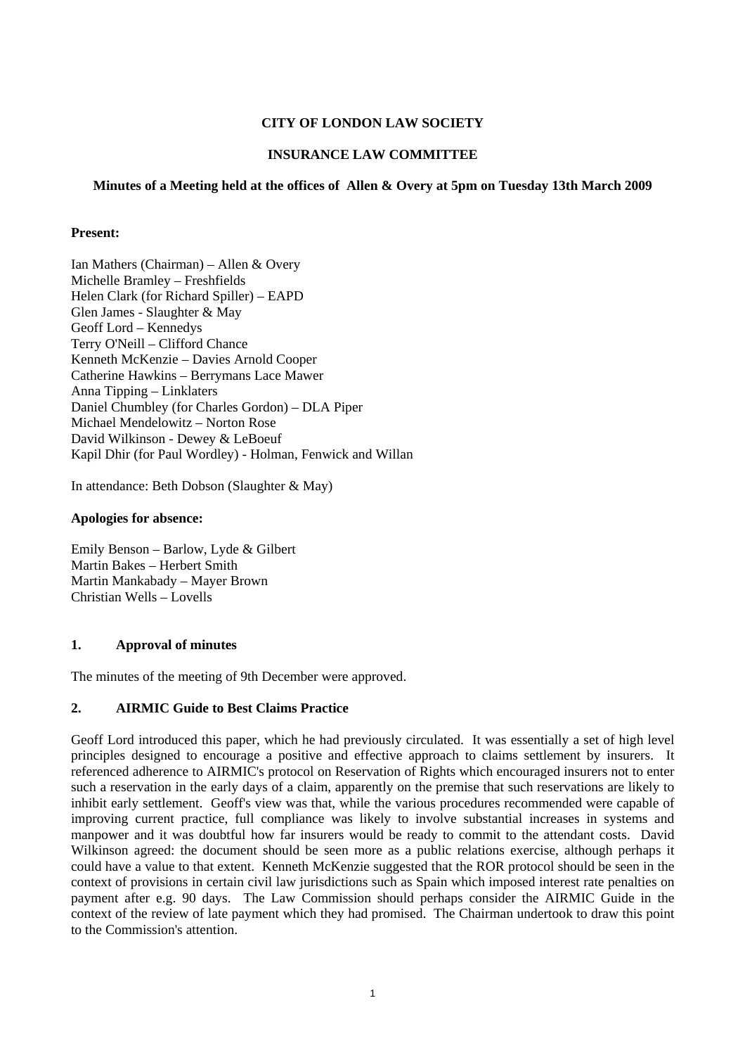**CITY OF LONDON LAW SOCIETY**

**INSURANCE LAW COMMITTEE**

**Minutes of a Meeting held at the offices of Allen & Overy at 5pm on Tuesday 13th March 2009**

**Present:**

Ian Mathers (Chairman) – Allen & Overy
Michelle Bramley – Freshfields
Helen Clark (for Richard Spiller) – EAPD
Glen James - Slaughter & May
Geoff Lord – Kennedys
Terry O'Neill – Clifford Chance
Kenneth McKenzie – Davies Arnold Cooper
Catherine Hawkins – Berrymans Lace Mawer
Anna Tipping – Linklaters
Daniel Chumbley (for Charles Gordon) – DLA Piper
Michael Mendelowitz – Norton Rose
David Wilkinson - Dewey & LeBoeuf
Kapil Dhir (for Paul Wordley) - Holman, Fenwick and Willan

In attendance: Beth Dobson (Slaughter & May)

**Apologies for absence:**

Emily Benson – Barlow, Lyde & Gilbert
Martin Bakes – Herbert Smith
Martin Mankabady – Mayer Brown
Christian Wells – Lovells

## 1. Approval of minutes

The minutes of the meeting of 9th December were approved.

## 2. AIRMIC Guide to Best Claims Practice

Geoff Lord introduced this paper, which he had previously circulated. It was essentially a set of high level principles designed to encourage a positive and effective approach to claims settlement by insurers. It referenced adherence to AIRMIC's protocol on Reservation of Rights which encouraged insurers not to enter such a reservation in the early days of a claim, apparently on the premise that such reservations are likely to inhibit early settlement. Geoff's view was that, while the various procedures recommended were capable of improving current practice, full compliance was likely to involve substantial increases in systems and manpower and it was doubtful how far insurers would be ready to commit to the attendant costs. David Wilkinson agreed: the document should be seen more as a public relations exercise, although perhaps it could have a value to that extent. Kenneth McKenzie suggested that the ROR protocol should be seen in the context of provisions in certain civil law jurisdictions such as Spain which imposed interest rate penalties on payment after e.g. 90 days. The Law Commission should perhaps consider the AIRMIC Guide in the context of the review of late payment which they had promised. The Chairman undertook to draw this point to the Commission's attention.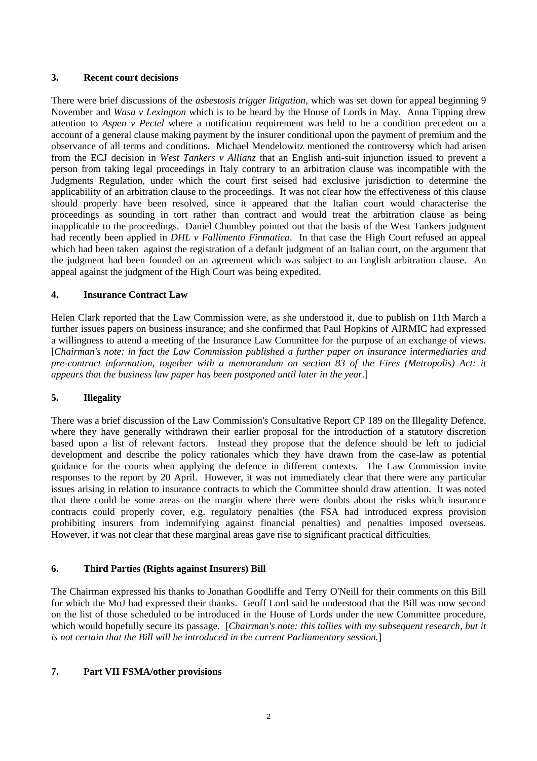## 3. Recent court decisions

There were brief discussions of the *asbestosis trigger litigation*, which was set down for appeal beginning 9 November and *Wasa v Lexington* which is to be heard by the House of Lords in May. Anna Tipping drew attention to *Aspen v Pectel* where a notification requirement was held to be a condition precedent on a account of a general clause making payment by the insurer conditional upon the payment of premium and the observance of all terms and conditions. Michael Mendelowitz mentioned the controversy which had arisen from the ECJ decision in *West Tankers v Allianz* that an English anti-suit injunction issued to prevent a person from taking legal proceedings in Italy contrary to an arbitration clause was incompatible with the Judgments Regulation, under which the court first seised had exclusive jurisdiction to determine the applicability of an arbitration clause to the proceedings. It was not clear how the effectiveness of this clause should properly have been resolved, since it appeared that the Italian court would characterise the proceedings as sounding in tort rather than contract and would treat the arbitration clause as being inapplicable to the proceedings. Daniel Chumbley pointed out that the basis of the West Tankers judgment had recently been applied in *DHL v Fallimento Finmatica*. In that case the High Court refused an appeal which had been taken against the registration of a default judgment of an Italian court, on the argument that the judgment had been founded on an agreement which was subject to an English arbitration clause. An appeal against the judgment of the High Court was being expedited.

## 4. Insurance Contract Law

Helen Clark reported that the Law Commission were, as she understood it, due to publish on 11th March a further issues papers on business insurance; and she confirmed that Paul Hopkins of AIRMIC had expressed a willingness to attend a meeting of the Insurance Law Committee for the purpose of an exchange of views. [*Chairman's note: in fact the Law Commission published a further paper on insurance intermediaries and pre-contract information, together with a memorandum on section 83 of the Fires (Metropolis) Act: it appears that the business law paper has been postponed until later in the year.*]

## 5. Illegality

There was a brief discussion of the Law Commission's Consultative Report CP 189 on the Illegality Defence, where they have generally withdrawn their earlier proposal for the introduction of a statutory discretion based upon a list of relevant factors. Instead they propose that the defence should be left to judicial development and describe the policy rationales which they have drawn from the case-law as potential guidance for the courts when applying the defence in different contexts. The Law Commission invite responses to the report by 20 April. However, it was not immediately clear that there were any particular issues arising in relation to insurance contracts to which the Committee should draw attention. It was noted that there could be some areas on the margin where there were doubts about the risks which insurance contracts could properly cover, e.g. regulatory penalties (the FSA had introduced express provision prohibiting insurers from indemnifying against financial penalties) and penalties imposed overseas. However, it was not clear that these marginal areas gave rise to significant practical difficulties.

## 6. Third Parties (Rights against Insurers) Bill

The Chairman expressed his thanks to Jonathan Goodliffe and Terry O'Neill for their comments on this Bill for which the MoJ had expressed their thanks. Geoff Lord said he understood that the Bill was now second on the list of those scheduled to be introduced in the House of Lords under the new Committee procedure, which would hopefully secure its passage. [*Chairman's note: this tallies with my subsequent research, but it is not certain that the Bill will be introduced in the current Parliamentary session.*]

## 7. Part VII FSMA/other provisions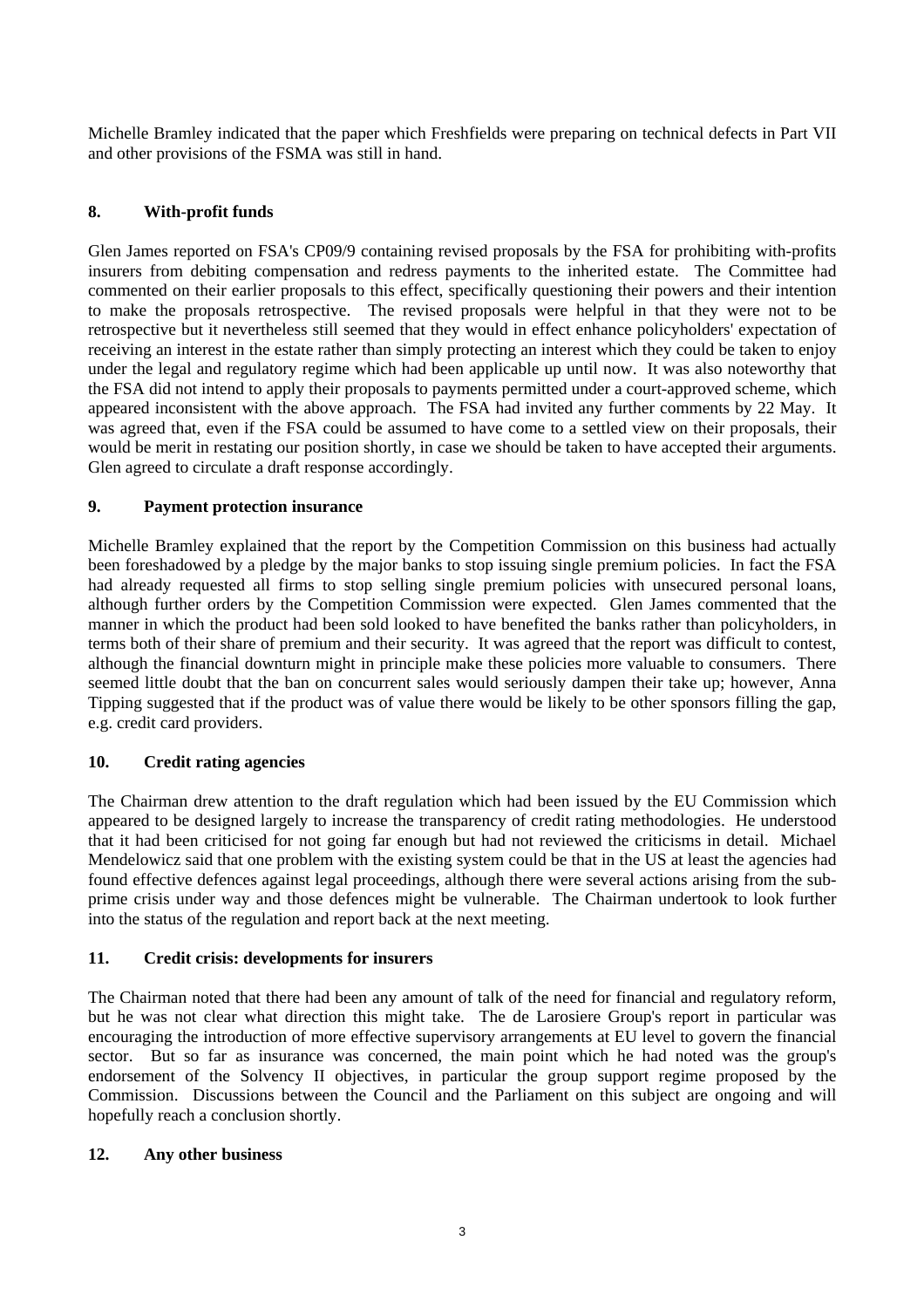Michelle Bramley indicated that the paper which Freshfields were preparing on technical defects in Part VII and other provisions of the FSMA was still in hand.

## 8. With-profit funds

Glen James reported on FSA's CP09/9 containing revised proposals by the FSA for prohibiting with-profits insurers from debiting compensation and redress payments to the inherited estate. The Committee had commented on their earlier proposals to this effect, specifically questioning their powers and their intention to make the proposals retrospective. The revised proposals were helpful in that they were not to be retrospective but it nevertheless still seemed that they would in effect enhance policyholders' expectation of receiving an interest in the estate rather than simply protecting an interest which they could be taken to enjoy under the legal and regulatory regime which had been applicable up until now. It was also noteworthy that the FSA did not intend to apply their proposals to payments permitted under a court-approved scheme, which appeared inconsistent with the above approach. The FSA had invited any further comments by 22 May. It was agreed that, even if the FSA could be assumed to have come to a settled view on their proposals, their would be merit in restating our position shortly, in case we should be taken to have accepted their arguments. Glen agreed to circulate a draft response accordingly.

## 9. Payment protection insurance

Michelle Bramley explained that the report by the Competition Commission on this business had actually been foreshadowed by a pledge by the major banks to stop issuing single premium policies. In fact the FSA had already requested all firms to stop selling single premium policies with unsecured personal loans, although further orders by the Competition Commission were expected. Glen James commented that the manner in which the product had been sold looked to have benefited the banks rather than policyholders, in terms both of their share of premium and their security. It was agreed that the report was difficult to contest, although the financial downturn might in principle make these policies more valuable to consumers. There seemed little doubt that the ban on concurrent sales would seriously dampen their take up; however, Anna Tipping suggested that if the product was of value there would be likely to be other sponsors filling the gap, e.g. credit card providers.

## 10. Credit rating agencies

The Chairman drew attention to the draft regulation which had been issued by the EU Commission which appeared to be designed largely to increase the transparency of credit rating methodologies. He understood that it had been criticised for not going far enough but had not reviewed the criticisms in detail. Michael Mendelowicz said that one problem with the existing system could be that in the US at least the agencies had found effective defences against legal proceedings, although there were several actions arising from the sub-prime crisis under way and those defences might be vulnerable. The Chairman undertook to look further into the status of the regulation and report back at the next meeting.

## 11. Credit crisis: developments for insurers

The Chairman noted that there had been any amount of talk of the need for financial and regulatory reform, but he was not clear what direction this might take. The de Larosiere Group's report in particular was encouraging the introduction of more effective supervisory arrangements at EU level to govern the financial sector. But so far as insurance was concerned, the main point which he had noted was the group's endorsement of the Solvency II objectives, in particular the group support regime proposed by the Commission. Discussions between the Council and the Parliament on this subject are ongoing and will hopefully reach a conclusion shortly.

## 12. Any other business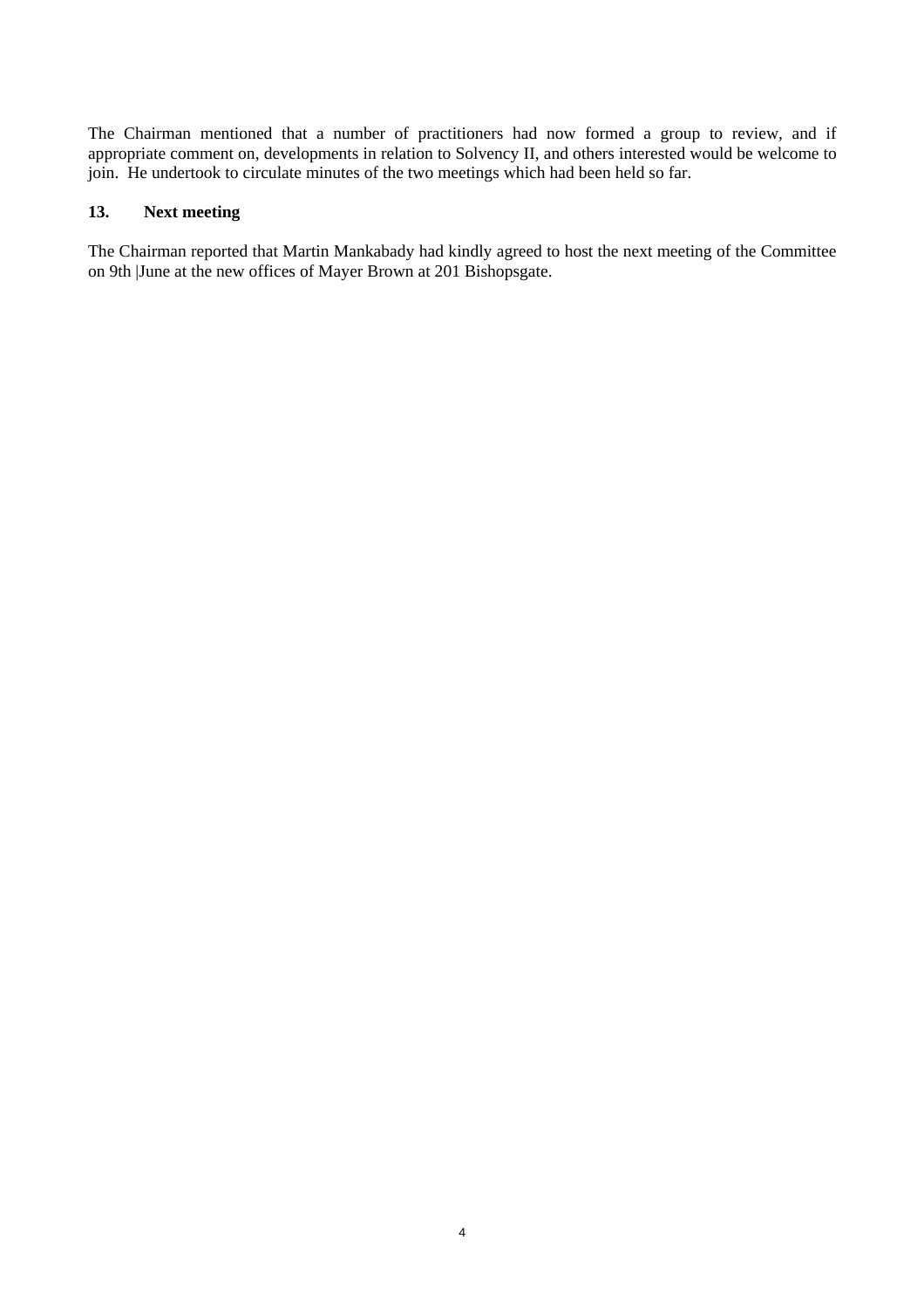The Chairman mentioned that a number of practitioners had now formed a group to review, and if appropriate comment on, developments in relation to Solvency II, and others interested would be welcome to join. He undertook to circulate minutes of the two meetings which had been held so far.

## 13. Next meeting

The Chairman reported that Martin Mankabady had kindly agreed to host the next meeting of the Committee on 9th |June at the new offices of Mayer Brown at 201 Bishopsgate.